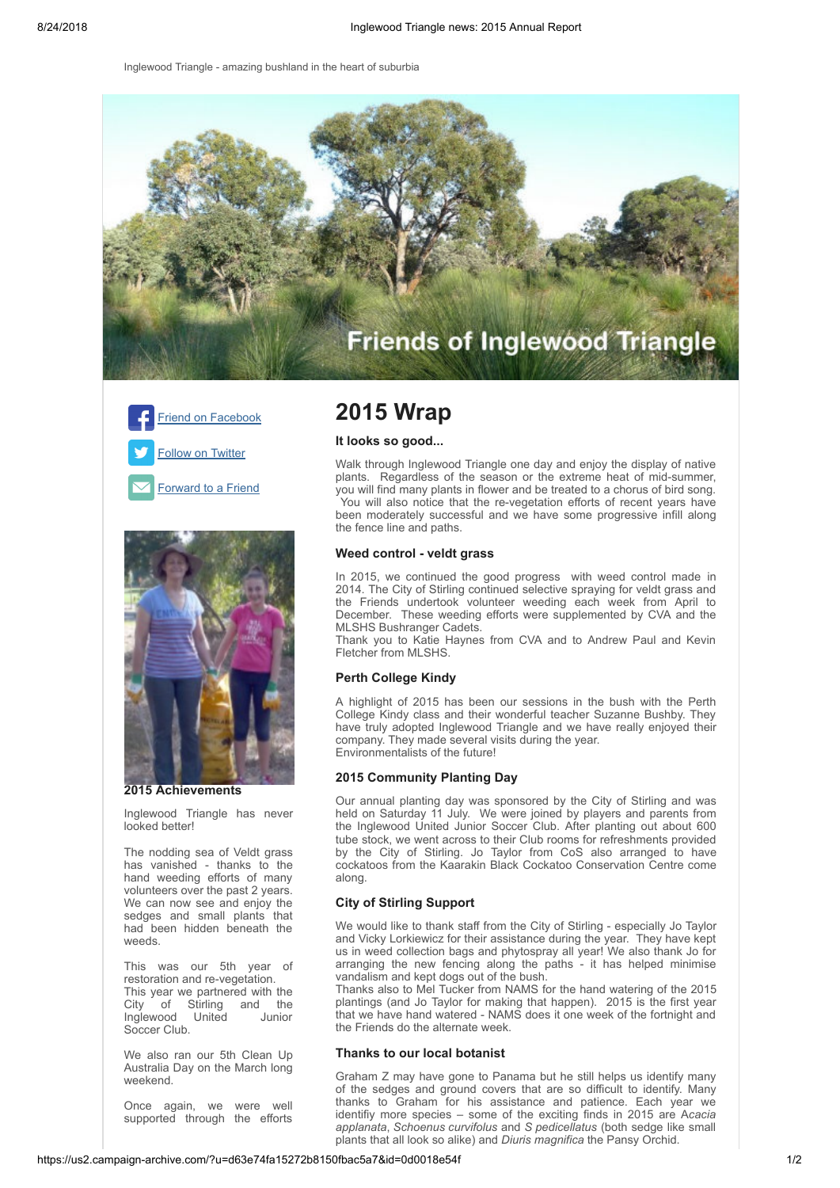Inglewood Triangle - amazing bushland in the heart of suburbia

Friends of Inglewood Triangle

[Friend on Facebook](#)

[Follow on Twitter](#)

[Forward to a Friend](#)

**2015 Achievements**

Inglewood Triangle has never looked better!

The nodding sea of Veldt grass has vanished - thanks to the hand weeding efforts of many volunteers over the past 2 years. We can now see and enjoy the sedges and small plants that had been hidden beneath the weeds.

This was our 5th year of restoration and re-vegetation. This year we partnered with the City of Stirling and the Inglewood United Junior Soccer Club.

We also ran our 5th Clean Up Australia Day on the March long weekend.

Once again, we were well supported through the efforts

# 2015 Wrap

### It looks so good...

Walk through Inglewood Triangle one day and enjoy the display of native plants. Regardless of the season or the extreme heat of mid-summer, you will find many plants in flower and be treated to a chorus of bird song. You will also notice that the re-vegetation efforts of recent years have been moderately successful and we have some progressive infill along the fence line and paths.

### Weed control - veldt grass

In 2015, we continued the good progress with weed control made in 2014. The City of Stirling continued selective spraying for veldt grass and the Friends undertook volunteer weeding each week from April to December. These weeding efforts were supplemented by CVA and the MLSHS Bushranger Cadets.
Thank you to Katie Haynes from CVA and to Andrew Paul and Kevin Fletcher from MLSHS.

### Perth College Kindy

A highlight of 2015 has been our sessions in the bush with the Perth College Kindy class and their wonderful teacher Suzanne Bushby. They have truly adopted Inglewood Triangle and we have really enjoyed their company. They made several visits during the year.
Environmentalists of the future!

### 2015 Community Planting Day

Our annual planting day was sponsored by the City of Stirling and was held on Saturday 11 July. We were joined by players and parents from the Inglewood United Junior Soccer Club. After planting out about 600 tube stock, we went across to their Club rooms for refreshments provided by the City of Stirling. Jo Taylor from CoS also arranged to have cockatoos from the Kaarakin Black Cockatoo Conservation Centre come along.

### City of Stirling Support

We would like to thank staff from the City of Stirling - especially Jo Taylor and Vicky Lorkiewicz for their assistance during the year. They have kept us in weed collection bags and phytospray all year! We also thank Jo for arranging the new fencing along the paths - it has helped minimise vandalism and kept dogs out of the bush.
Thanks also to Mel Tucker from NAMS for the hand watering of the 2015 plantings (and Jo Taylor for making that happen). 2015 is the first year that we have hand watered - NAMS does it one week of the fortnight and the Friends do the alternate week.

### Thanks to our local botanist

Graham Z may have gone to Panama but he still helps us identify many of the sedges and ground covers that are so difficult to identify. Many thanks to Graham for his assistance and patience. Each year we identifiy more species – some of the exciting finds in 2015 are A*cacia applanata*, *Schoenus curvifolus* and *S pedicellatus* (both sedge like small plants that all look so alike) and *Diuris magnifica* the Pansy Orchid.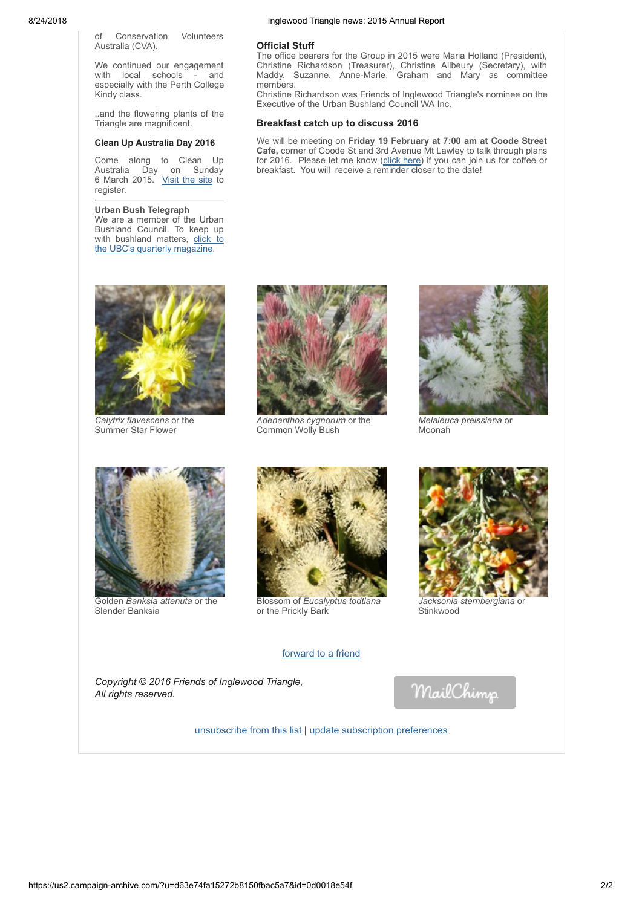of Conservation Volunteers Australia (CVA).

We continued our engagement with local schools - and especially with the Perth College Kindy class.

..and the flowering plants of the Triangle are magnificent.

### Clean Up Australia Day 2016

Come along to Clean Up Australia Day on Sunday 6 March 2015. Visit the site to register.

### Urban Bush Telegraph

We are a member of the Urban Bushland Council. To keep up with bushland matters, click to the UBC's quarterly magazine.

### Official Stuff

The office bearers for the Group in 2015 were Maria Holland (President), Christine Richardson (Treasurer), Christine Allbeury (Secretary), with Maddy, Suzanne, Anne-Marie, Graham and Mary as committee members.

Christine Richardson was Friends of Inglewood Triangle's nominee on the Executive of the Urban Bushland Council WA Inc.

### Breakfast catch up to discuss 2016

We will be meeting on **Friday 19 February at 7:00 am at Coode Street Cafe,** corner of Coode St and 3rd Avenue Mt Lawley to talk through plans for 2016. Please let me know (click here) if you can join us for coffee or breakfast. You will receive a reminder closer to the date!

*Calytrix flavescens* or the Summer Star Flower

*Adenanthos cygnorum* or the Common Wolly Bush

*Melaleuca preissiana* or Moonah

Golden *Banksia attenuta* or the Slender Banksia

Blossom of *Eucalyptus todtiana* or the Prickly Bark

*Jacksonia sternbergiana* or Stinkwood

forward to a friend

*Copyright © 2016 Friends of Inglewood Triangle, All rights reserved.*

MailChimp

unsubscribe from this list | update subscription preferences